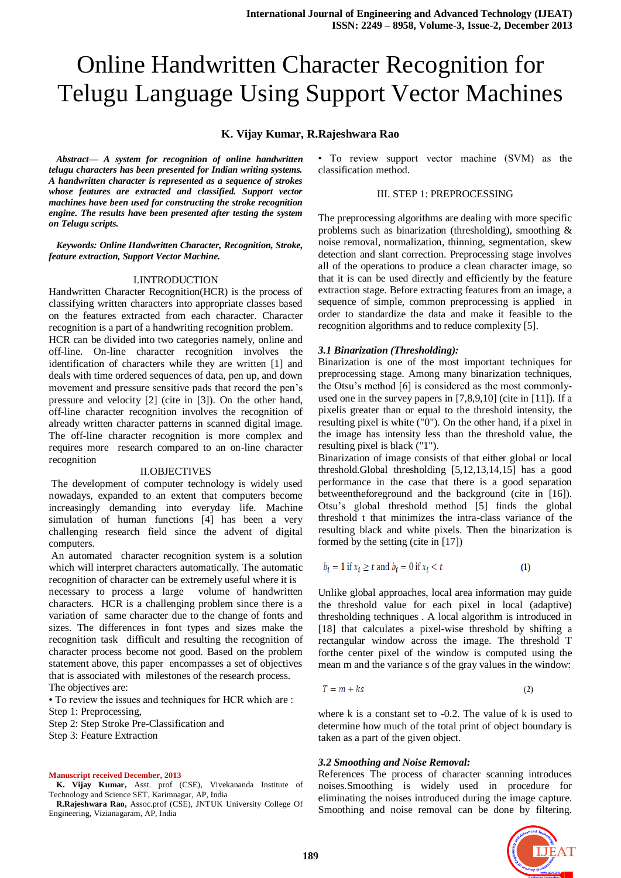# Online Handwritten Character Recognition for Telugu Language Using Support Vector Machines

**K. Vijay Kumar, R.Rajeshwara Rao**

***Abstract— A system for recognition of online handwritten telugu characters has been presented for Indian writing systems. A handwritten character is represented as a sequence of strokes whose features are extracted and classified. Support vector machines have been used for constructing the stroke recognition engine. The results have been presented after testing the system on Telugu scripts.***

***Keywords: Online Handwritten Character, Recognition, Stroke, feature extraction, Support Vector Machine.***

## I.INTRODUCTION

Handwritten Character Recognition(HCR) is the process of classifying written characters into appropriate classes based on the features extracted from each character. Character recognition is a part of a handwriting recognition problem.

HCR can be divided into two categories namely, online and off-line. On-line character recognition involves the identification of characters while they are written [1] and deals with time ordered sequences of data, pen up, and down movement and pressure sensitive pads that record the pen's pressure and velocity [2] (cite in [3]). On the other hand, off-line character recognition involves the recognition of already written character patterns in scanned digital image. The off-line character recognition is more complex and requires more research compared to an on-line character recognition

## II.OBJECTIVES

The development of computer technology is widely used nowadays, expanded to an extent that computers become increasingly demanding into everyday life. Machine simulation of human functions [4] has been a very challenging research field since the advent of digital computers.

An automated character recognition system is a solution which will interpret characters automatically. The automatic recognition of character can be extremely useful where it is necessary to process a large volume of handwritten characters. HCR is a challenging problem since there is a variation of same character due to the change of fonts and sizes. The differences in font types and sizes make the recognition task difficult and resulting the recognition of character process become not good. Based on the problem statement above, this paper encompasses a set of objectives that is associated with milestones of the research process.

The objectives are:

• To review the issues and techniques for HCR which are :

Step 1: Preprocessing,

Step 2: Step Stroke Pre-Classification and

Step 3: Feature Extraction

• To review support vector machine (SVM) as the classification method.

## III. STEP 1: PREPROCESSING

The preprocessing algorithms are dealing with more specific problems such as binarization (thresholding), smoothing & noise removal, normalization, thinning, segmentation, skew detection and slant correction. Preprocessing stage involves all of the operations to produce a clean character image, so that it is can be used directly and efficiently by the feature extraction stage. Before extracting features from an image, a sequence of simple, common preprocessing is applied in order to standardize the data and make it feasible to the recognition algorithms and to reduce complexity [5].

### *3.1 Binarization (Thresholding):*

Binarization is one of the most important techniques for preprocessing stage. Among many binarization techniques, the Otsu's method [6] is considered as the most commonly-used one in the survey papers in [7,8,9,10] (cite in [11]). If a pixelis greater than or equal to the threshold intensity, the resulting pixel is white ("0"). On the other hand, if a pixel in the image has intensity less than the threshold value, the resulting pixel is black ("1").

Binarization of image consists of that either global or local threshold.Global thresholding [5,12,13,14,15] has a good performance in the case that there is a good separation betweentheforeground and the background (cite in [16]). Otsu's global threshold method [5] finds the global threshold t that minimizes the intra-class variance of the resulting black and white pixels. Then the binarization is formed by the setting (cite in [17])

$$b_i = 1 \text{ if } x_i \geq t \text{ and } b_i = 0 \text{ if } x_i < t \qquad (1)$$

Unlike global approaches, local area information may guide the threshold value for each pixel in local (adaptive) thresholding techniques . A local algorithm is introduced in [18] that calculates a pixel-wise threshold by shifting a rectangular window across the image. The threshold T forthe center pixel of the window is computed using the mean m and the variance s of the gray values in the window:

$$T = m + ks \qquad (2)$$

where k is a constant set to -0.2. The value of k is used to determine how much of the total print of object boundary is taken as a part of the given object.

### *3.2 Smoothing and Noise Removal:*

References The process of character scanning introduces noises.Smoothing is widely used in procedure for eliminating the noises introduced during the image capture. Smoothing and noise removal can be done by filtering.

**Manuscript received December, 2013**

**K. Vijay Kumar,** Asst. prof (CSE), Vivekananda Institute of Technology and Science SET, Karimnagar, AP, India

**R.Rajeshwara Rao,** Assoc.prof (CSE), JNTUK University College Of Engineering, Vizianagaram, AP, India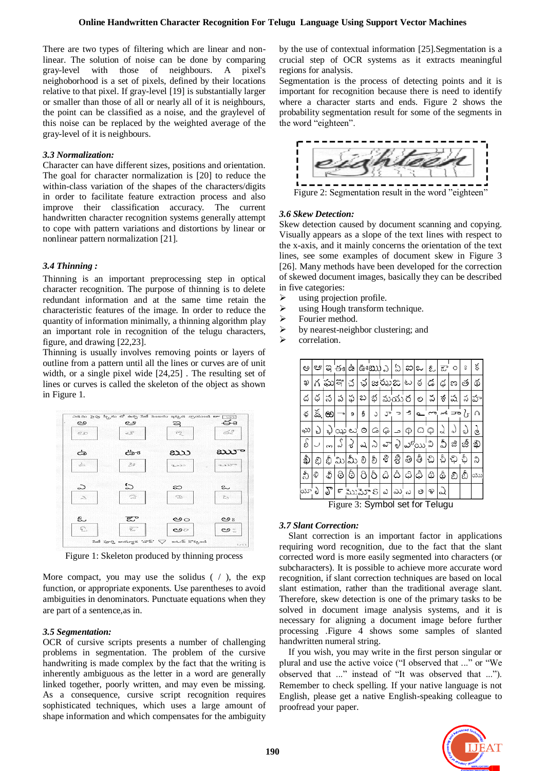There are two types of filtering which are linear and non-linear. The solution of noise can be done by comparing gray-level with those of neighbours. A pixel's neighoborhood is a set of pixels, defined by their locations relative to that pixel. If gray-level [19] is substantially larger or smaller than those of all or nearly all of it is neighbours, the point can be classified as a noise, and the graylevel of this noise can be replaced by the weighted average of the gray-level of it is neighbours.

### *3.3 Normalization:*

Character can have different sizes, positions and orientation. The goal for character normalization is [20] to reduce the within-class variation of the shapes of the characters/digits in order to facilitate feature extraction process and also improve their classification accuracy. The current handwritten character recognition systems generally attempt to cope with pattern variations and distortions by linear or nonlinear pattern normalization [21].

### *3.4 Thinning :*

Thinning is an important preprocessing step in optical character recognition. The purpose of thinning is to delete redundant information and at the same time retain the characteristic features of the image. In order to reduce the quantity of information minimally, a thinning algorithm play an important role in recognition of the telugu characters, figure, and drawing [22,23].

Thinning is usually involves removing points or layers of outline from a pattern until all the lines or curves are of unit width, or a single pixel wide [24,25] . The resulting set of lines or curves is called the skeleton of the object as shown in Figure 1.

Figure 1: Skeleton produced by thinning process

More compact, you may use the solidus ( / ), the exp function, or appropriate exponents. Use parentheses to avoid ambiguities in denominators. Punctuate equations when they are part of a sentence,as in.

### *3.5 Segmentation:*

OCR of cursive scripts presents a number of challenging problems in segmentation. The problem of the cursive handwriting is made complex by the fact that the writing is inherently ambiguous as the letter in a word are generally linked together, poorly written, and may even be missing. As a consequence, cursive script recognition requires sophisticated techniques, which uses a large amount of shape information and which compensates for the ambiguity by the use of contextual information [25].Segmentation is a crucial step of OCR systems as it extracts meaningful regions for analysis.

Segmentation is the process of detecting points and it is important for recognition because there is need to identify where a character starts and ends. Figure 2 shows the probability segmentation result for some of the segments in the word "eighteen".

Figure 2: Segmentation result in the word "eighteen"

### *3.6 Skew Detection:*

Skew detection caused by document scanning and copying. Visually appears as a slope of the text lines with respect to the x-axis, and it mainly concerns the orientation of the text lines, see some examples of document skew in Figure 3 [26]. Many methods have been developed for the correction of skewed document images, basically they can be described in five categories:

- using projection profile.
- using Hough transform technique.
- Fourier method.
- by nearest-neighbor clustering; and
- correlation.

Figure 3: Symbol set for Telugu

### *3.7 Slant Correction:*

Slant correction is an important factor in applications requiring word recognition, due to the fact that the slant corrected word is more easily segmented into characters (or subcharacters). It is possible to achieve more accurate word recognition, if slant correction techniques are based on local slant estimation, rather than the traditional average slant. Therefore, skew detection is one of the primary tasks to be solved in document image analysis systems, and it is necessary for aligning a document image before further processing .Figure 4 shows some samples of slanted handwritten numeral string.

If you wish, you may write in the first person singular or plural and use the active voice ("I observed that ..." or "We observed that ..." instead of "It was observed that ..."). Remember to check spelling. If your native language is not English, please get a native English-speaking colleague to proofread your paper.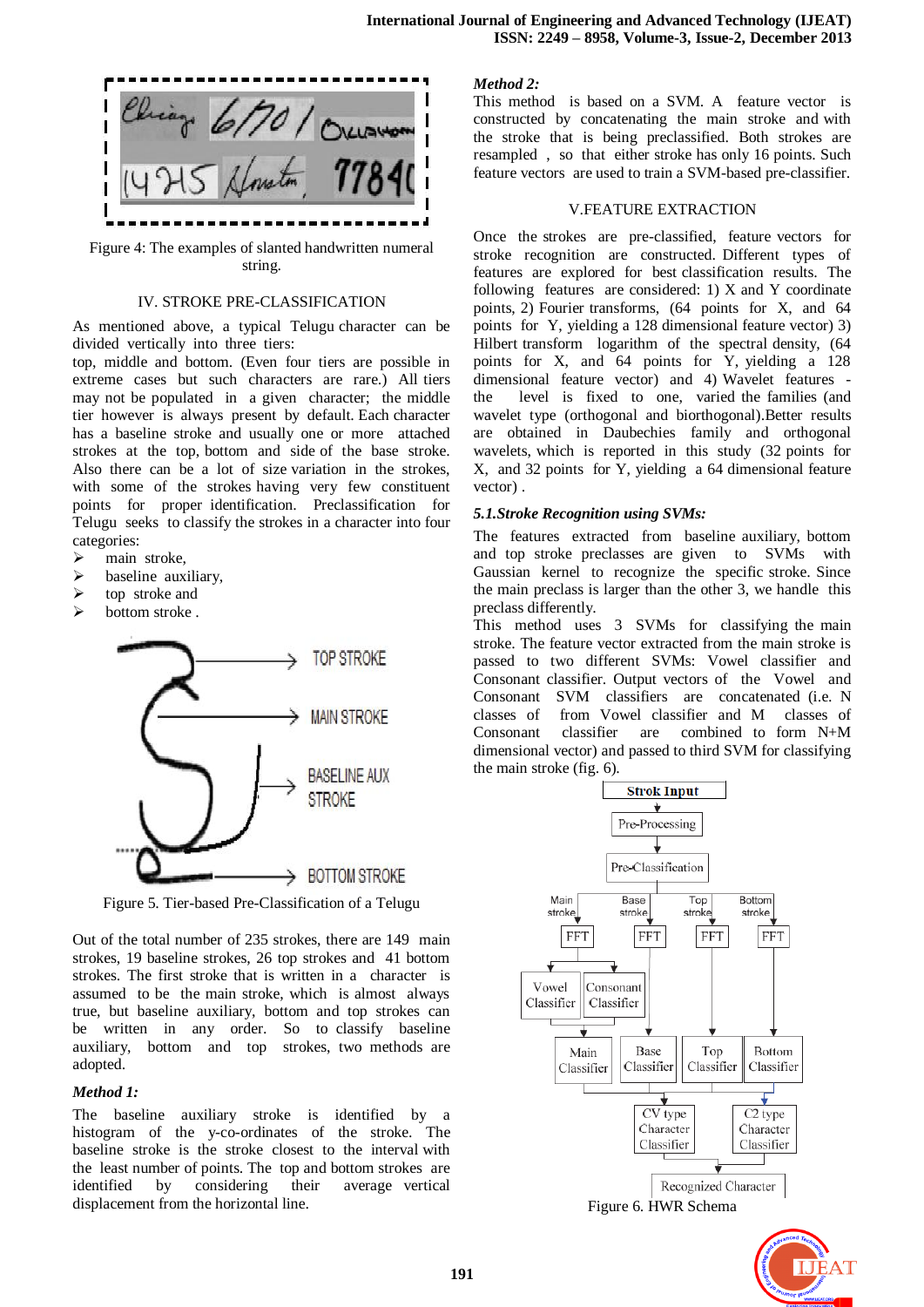Figure 4: The examples of slanted handwritten numeral string.

## IV. STROKE PRE-CLASSIFICATION

As mentioned above, a typical Telugu character can be divided vertically into three tiers: top, middle and bottom. (Even four tiers are possible in extreme cases but such characters are rare.) All tiers may not be populated in a given character; the middle tier however is always present by default. Each character has a baseline stroke and usually one or more attached strokes at the top, bottom and side of the base stroke. Also there can be a lot of size variation in the strokes, with some of the strokes having very few constituent points for proper identification. Preclassification for Telugu seeks to classify the strokes in a character into four categories:

- main stroke,
- baseline auxiliary,
- top stroke and
- bottom stroke .

Figure 5. Tier-based Pre-Classification of a Telugu

Out of the total number of 235 strokes, there are 149 main strokes, 19 baseline strokes, 26 top strokes and 41 bottom strokes. The first stroke that is written in a character is assumed to be the main stroke, which is almost always true, but baseline auxiliary, bottom and top strokes can be written in any order. So to classify baseline auxiliary, bottom and top strokes, two methods are adopted.

*Method 1:*

The baseline auxiliary stroke is identified by a histogram of the y-co-ordinates of the stroke. The baseline stroke is the stroke closest to the interval with the least number of points. The top and bottom strokes are identified by considering their average vertical displacement from the horizontal line.

*Method 2:*

This method is based on a SVM. A feature vector is constructed by concatenating the main stroke and with the stroke that is being preclassified. Both strokes are resampled , so that either stroke has only 16 points. Such feature vectors are used to train a SVM-based pre-classifier.

## V.FEATURE EXTRACTION

Once the strokes are pre-classified, feature vectors for stroke recognition are constructed. Different types of features are explored for best classification results. The following features are considered: 1) X and Y coordinate points, 2) Fourier transforms, (64 points for X, and 64 points for Y, yielding a 128 dimensional feature vector) 3) Hilbert transform logarithm of the spectral density, (64 points for X, and 64 points for Y, yielding a 128 dimensional feature vector) and 4) Wavelet features - the level is fixed to one, varied the families (and wavelet type (orthogonal and biorthogonal).Better results are obtained in Daubechies family and orthogonal wavelets, which is reported in this study (32 points for X, and 32 points for Y, yielding a 64 dimensional feature vector) .

### *5.1.Stroke Recognition using SVMs:*

The features extracted from baseline auxiliary, bottom and top stroke preclasses are given to SVMs with Gaussian kernel to recognize the specific stroke. Since the main preclass is larger than the other 3, we handle this preclass differently.

This method uses 3 SVMs for classifying the main stroke. The feature vector extracted from the main stroke is passed to two different SVMs: Vowel classifier and Consonant classifier. Output vectors of the Vowel and Consonant SVM classifiers are concatenated (i.e. N classes of from Vowel classifier and M classes of Consonant classifier are combined to form N+M dimensional vector) and passed to third SVM for classifying the main stroke (fig. 6).

Figure 6. HWR Schema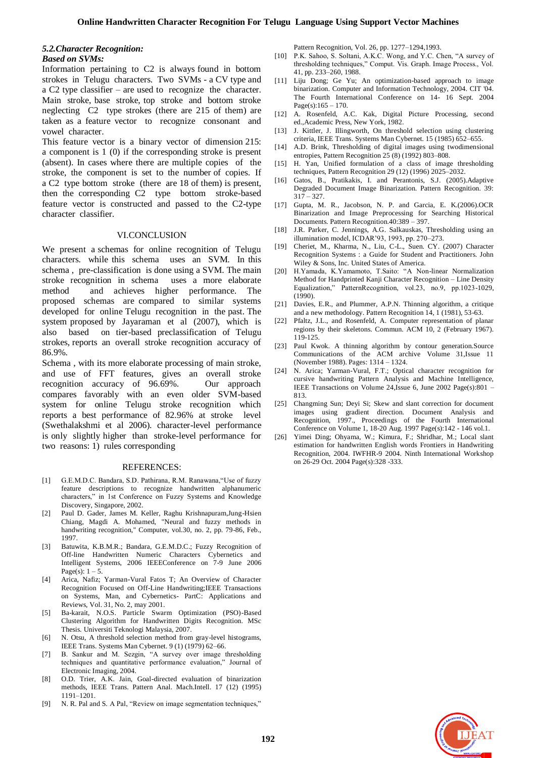### *5.2.Character Recognition:*

***Based on SVMs:***

Information pertaining to C2 is always found in bottom strokes in Telugu characters. Two SVMs - a CV type and a C2 type classifier – are used to recognize the character. Main stroke, base stroke, top stroke and bottom stroke neglecting C2 type strokes (there are 215 of them) are taken as a feature vector to recognize consonant and vowel character.

This feature vector is a binary vector of dimension 215: a component is 1 (0) if the corresponding stroke is present (absent). In cases where there are multiple copies of the stroke, the component is set to the number of copies. If a C2 type bottom stroke (there are 18 of them) is present, then the corresponding C2 type bottom stroke-based feature vector is constructed and passed to the C2-type character classifier.

## VI.CONCLUSION

We present a schemas for online recognition of Telugu characters. while this schema uses an SVM. In this schema , pre-classification is done using a SVM. The main stroke recognition in schema uses a more elaborate method and achieves higher performance. The proposed schemas are compared to similar systems developed for online Telugu recognition in the past. The system proposed by Jayaraman et al (2007), which is also based on tier-based preclassification of Telugu strokes, reports an overall stroke recognition accuracy of 86.9%.

Schema , with its more elaborate processing of main stroke, and use of FFT features, gives an overall stroke recognition accuracy of 96.69%. Our approach compares favorably with an even older SVM-based system for online Telugu stroke recognition which reports a best performance of 82.96% at stroke level (Swethalakshmi et al 2006). character-level performance is only slightly higher than stroke-level performance for two reasons: 1) rules corresponding

## REFERENCES:

[1] G.E.M.D.C. Bandara, S.D. Pathirana, R.M. Ranawana,"Use of fuzzy feature descriptions to recognize handwritten alphanumeric characters," in 1st Conference on Fuzzy Systems and Knowledge Discovery, Singapore, 2002.

[2] Paul D. Gader, James M. Keller, Raghu Krishnapuram,Jung-Hsien Chiang, Magdi A. Mohamed, "Neural and fuzzy methods in handwriting recognition," Computer, vol.30, no. 2, pp. 79-86, Feb., 1997.

[3] Batuwita, K.B.M.R.; Bandara, G.E.M.D.C.; Fuzzy Recognition of Off-line Handwritten Numeric Characters Cybernetics and Intelligent Systems, 2006 IEEEConference on 7-9 June 2006 Page(s): 1 – 5.

[4] Arica, Nafiz; Yarman-Vural Fatos T; An Overview of Character Recognition Focused on Off-Line Handwriting;IEEE Transactions on Systems, Man, and Cybernetics- PartC: Applications and Reviews, Vol. 31, No. 2, may 2001.

[5] Ba-karait, N.O.S. Particle Swarm Optimization (PSO)-Based Clustering Algorithm for Handwritten Digits Recognition. MSc Thesis. Universiti Teknologi Malaysia, 2007.

[6] N. Otsu, A threshold selection method from gray-level histograms, IEEE Trans. Systems Man Cybernet. 9 (1) (1979) 62–66.

[7] B. Sankur and M. Sezgin, "A survey over image thresholding techniques and quantitative performance evaluation," Journal of Electronic Imaging, 2004.

[8] O.D. Trier, A.K. Jain, Goal-directed evaluation of binarization methods, IEEE Trans. Pattern Anal. Mach.Intell. 17 (12) (1995) 1191–1201.

[9] N. R. Pal and S. A Pal, "Review on image segmentation techniques," Pattern Recognition, Vol. 26, pp. 1277–1294,1993.

[10] P.K. Sahoo, S. Soltani, A.K.C. Wong, and Y.C. Chen, "A survey of thresholding techniques," Comput. Vis. Graph. Image Process., Vol. 41, pp. 233–260, 1988.

[11] Liju Dong; Ge Yu; An optimization-based approach to image binarization. Computer and Information Technology, 2004. CIT '04. The Fourth International Conference on 14- 16 Sept. 2004 Page(s):165 – 170.

[12] A. Rosenfeld, A.C. Kak, Digital Picture Processing, second ed.,Academic Press, New York, 1982.

[13] J. Kittler, J. Illingworth, On threshold selection using clustering criteria, IEEE Trans. Systems Man Cybernet. 15 (1985) 652–655.

[14] A.D. Brink, Thresholding of digital images using twodimensional entropies, Pattern Recognition 25 (8) (1992) 803–808.

[15] H. Yan, Unified formulation of a class of image thresholding techniques, Pattern Recognition 29 (12) (1996) 2025–2032.

[16] Gatos, B., Pratikakis, I. and Perantonis, S.J. (2005).Adaptive Degraded Document Image Binarization. Pattern Recognition. 39: 317 – 327.

[17] Gupta, M. R., Jacobson, N. P. and Garcia, E. K.(2006).OCR Binarization and Image Preprocessing for Searching Historical Documents. Pattern Recognition.40:389 – 397.

[18] J.R. Parker, C. Jennings, A.G. Salkauskas, Thresholding using an illumination model, ICDAR'93, 1993, pp. 270–273.

[19] Cheriet, M., Kharma, N., Liu, C-L., Suen. CY. (2007) Character Recognition Systems : a Guide for Student and Practitioners. John Wiley & Sons, Inc. United States of America.

[20] H.Yamada, K.Yamamoto, T.Saito: "A Non-linear Normalization Method for Handprinted Kanji Character Recognition – Line Density Equalization," PatternRecognition, vol.23, no.9, pp.1023-1029, (1990).

[21] Davies, E.R., and Plummer, A.P.N. Thinning algorithm, a critique and a new methodology. Pattern Recognition 14, 1 (1981), 53-63.

[22] Pfaltz, J.L., and Rosenfeld, A. Computer representation of planar regions by their skeletons. Commun. ACM 10, 2 (February 1967). 119-125.

[23] Paul Kwok. A thinning algorithm by contour generation.Source Communications of the ACM archive Volume 31,Issue 11 (November 1988). Pages: 1314 – 1324.

[24] N. Arica; Yarman-Vural, F.T.; Optical character recognition for cursive handwriting Pattern Analysis and Machine Intelligence, IEEE Transactions on Volume 24,Issue 6, June 2002 Page(s):801 – 813.

[25] Changming Sun; Deyi Si; Skew and slant correction for document images using gradient direction. Document Analysis and Recognition, 1997., Proceedings of the Fourth International Conference on Volume 1, 18-20 Aug. 1997 Page(s):142 - 146 vol.1.

[26] Yimei Ding; Ohyama, W.; Kimura, F.; Shridhar, M.; Local slant estimation for handwritten English words Frontiers in Handwriting Recognition, 2004. IWFHR-9 2004. Ninth International Workshop on 26-29 Oct. 2004 Page(s):328 -333.